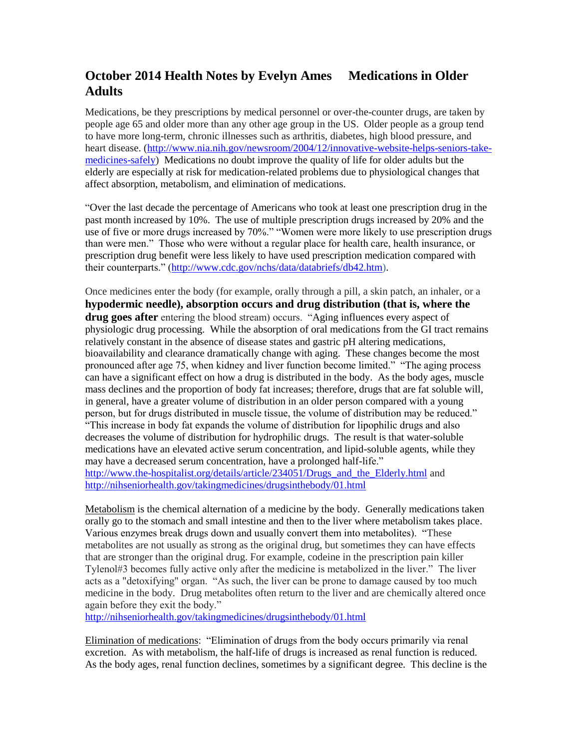# October 2014 Health Notes by Evelyn Ames Medications in Older Adults

Medications, be they prescriptions by medical personnel or over-the-counter drugs, are taken by people age 65 and older more than any other age group in the US. Older people as a group tend to have more long-term, chronic illnesses such as arthritis, diabetes, high blood pressure, and heart disease. (http://www.nia.nih.gov/newsroom/2004/12/innovative-website-helps-seniors-take-medicines-safely) Medications no doubt improve the quality of life for older adults but the elderly are especially at risk for medication-related problems due to physiological changes that affect absorption, metabolism, and elimination of medications.

"Over the last decade the percentage of Americans who took at least one prescription drug in the past month increased by 10%. The use of multiple prescription drugs increased by 20% and the use of five or more drugs increased by 70%." "Women were more likely to use prescription drugs than were men." Those who were without a regular place for health care, health insurance, or prescription drug benefit were less likely to have used prescription medication compared with their counterparts." (http://www.cdc.gov/nchs/data/databriefs/db42.htm).

Once medicines enter the body (for example, orally through a pill, a skin patch, an inhaler, or a **hypodermic needle), absorption occurs and drug distribution (that is, where the drug goes after** entering the blood stream) occurs. "Aging influences every aspect of physiologic drug processing. While the absorption of oral medications from the GI tract remains relatively constant in the absence of disease states and gastric pH altering medications, bioavailability and clearance dramatically change with aging. These changes become the most pronounced after age 75, when kidney and liver function become limited." "The aging process can have a significant effect on how a drug is distributed in the body. As the body ages, muscle mass declines and the proportion of body fat increases; therefore, drugs that are fat soluble will, in general, have a greater volume of distribution in an older person compared with a young person, but for drugs distributed in muscle tissue, the volume of distribution may be reduced." "This increase in body fat expands the volume of distribution for lipophilic drugs and also decreases the volume of distribution for hydrophilic drugs. The result is that water-soluble medications have an elevated active serum concentration, and lipid-soluble agents, while they may have a decreased serum concentration, have a prolonged half-life."
http://www.the-hospitalist.org/details/article/234051/Drugs_and_the_Elderly.html and http://nihseniorhealth.gov/takingmedicines/drugsinthebody/01.html

Metabolism is the chemical alternation of a medicine by the body. Generally medications taken orally go to the stomach and small intestine and then to the liver where metabolism takes place. Various enzymes break drugs down and usually convert them into metabolites). "These metabolites are not usually as strong as the original drug, but sometimes they can have effects that are stronger than the original drug. For example, codeine in the prescription pain killer Tylenol#3 becomes fully active only after the medicine is metabolized in the liver." The liver acts as a "detoxifying" organ. "As such, the liver can be prone to damage caused by too much medicine in the body. Drug metabolites often return to the liver and are chemically altered once again before they exit the body."
http://nihseniorhealth.gov/takingmedicines/drugsinthebody/01.html

Elimination of medications: "Elimination of drugs from the body occurs primarily via renal excretion. As with metabolism, the half-life of drugs is increased as renal function is reduced. As the body ages, renal function declines, sometimes by a significant degree. This decline is the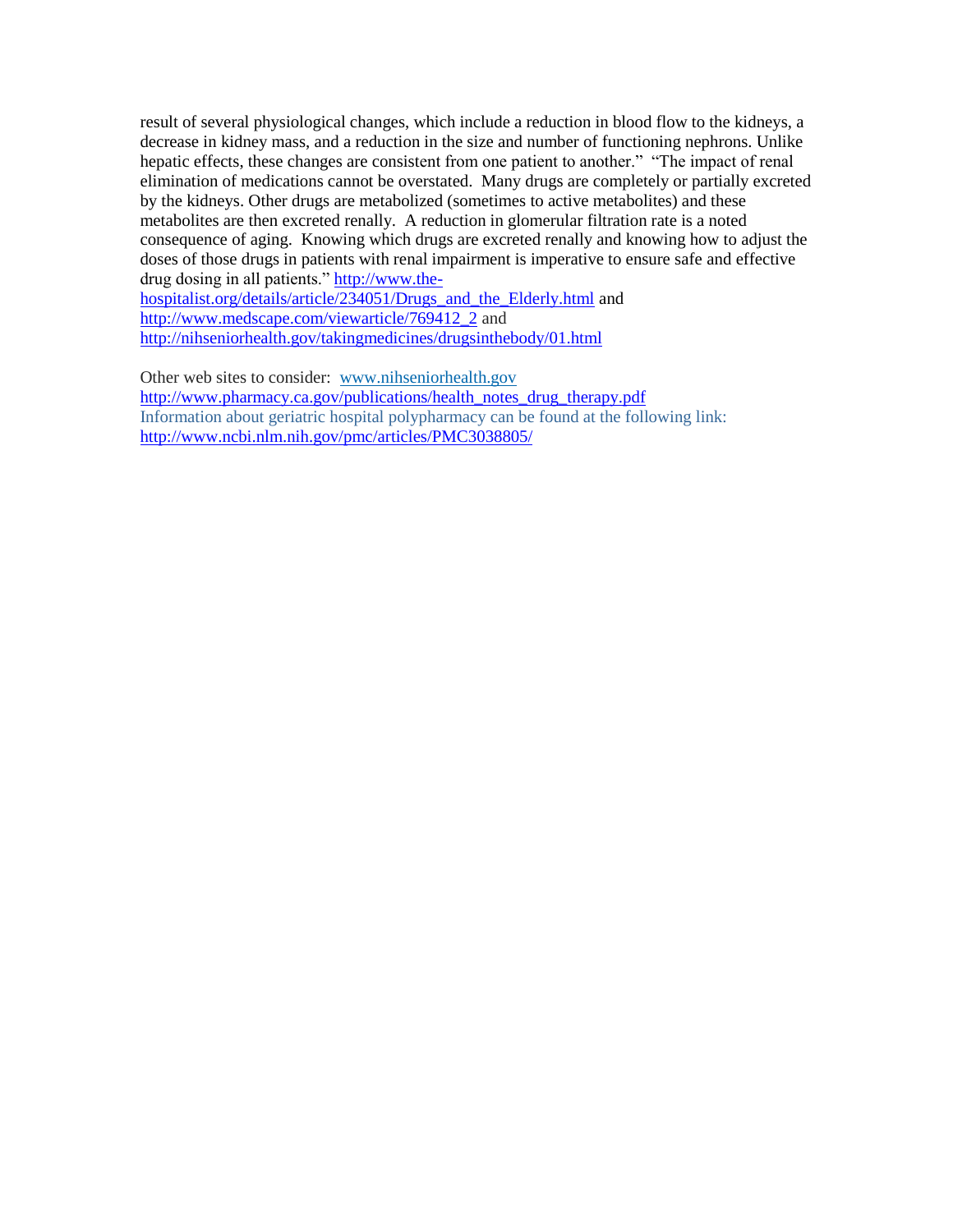result of several physiological changes, which include a reduction in blood flow to the kidneys, a decrease in kidney mass, and a reduction in the size and number of functioning nephrons. Unlike hepatic effects, these changes are consistent from one patient to another." "The impact of renal elimination of medications cannot be overstated. Many drugs are completely or partially excreted by the kidneys. Other drugs are metabolized (sometimes to active metabolites) and these metabolites are then excreted renally. A reduction in glomerular filtration rate is a noted consequence of aging. Knowing which drugs are excreted renally and knowing how to adjust the doses of those drugs in patients with renal impairment is imperative to ensure safe and effective drug dosing in all patients." http://www.the-hospitalist.org/details/article/234051/Drugs_and_the_Elderly.html and http://www.medscape.com/viewarticle/769412_2 and http://nihseniorhealth.gov/takingmedicines/drugsinthebody/01.html

Other web sites to consider: www.nihseniorhealth.gov
http://www.pharmacy.ca.gov/publications/health_notes_drug_therapy.pdf
Information about geriatric hospital polypharmacy can be found at the following link:
http://www.ncbi.nlm.nih.gov/pmc/articles/PMC3038805/